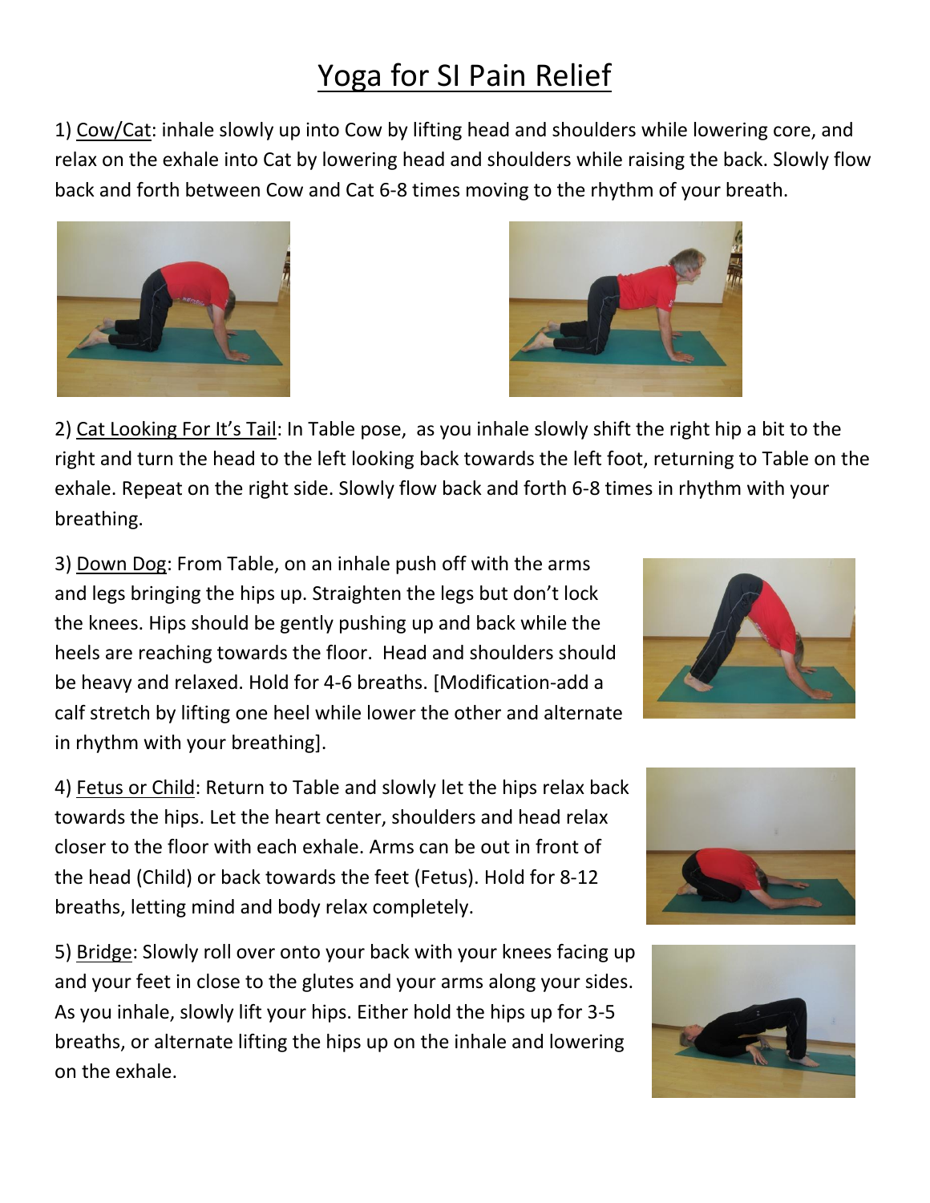# Yoga for SI Pain Relief

1) Cow/Cat: inhale slowly up into Cow by lifting head and shoulders while lowering core, and relax on the exhale into Cat by lowering head and shoulders while raising the back. Slowly flow back and forth between Cow and Cat 6-8 times moving to the rhythm of your breath.

2) Cat Looking For It's Tail: In Table pose, as you inhale slowly shift the right hip a bit to the right and turn the head to the left looking back towards the left foot, returning to Table on the exhale. Repeat on the right side. Slowly flow back and forth 6-8 times in rhythm with your breathing.

3) Down Dog: From Table, on an inhale push off with the arms and legs bringing the hips up. Straighten the legs but don't lock the knees. Hips should be gently pushing up and back while the heels are reaching towards the floor. Head and shoulders should be heavy and relaxed. Hold for 4-6 breaths. [Modification-add a calf stretch by lifting one heel while lower the other and alternate in rhythm with your breathing].

4) Fetus or Child: Return to Table and slowly let the hips relax back towards the hips. Let the heart center, shoulders and head relax closer to the floor with each exhale. Arms can be out in front of the head (Child) or back towards the feet (Fetus). Hold for 8-12 breaths, letting mind and body relax completely.

5) Bridge: Slowly roll over onto your back with your knees facing up and your feet in close to the glutes and your arms along your sides. As you inhale, slowly lift your hips. Either hold the hips up for 3-5 breaths, or alternate lifting the hips up on the inhale and lowering on the exhale.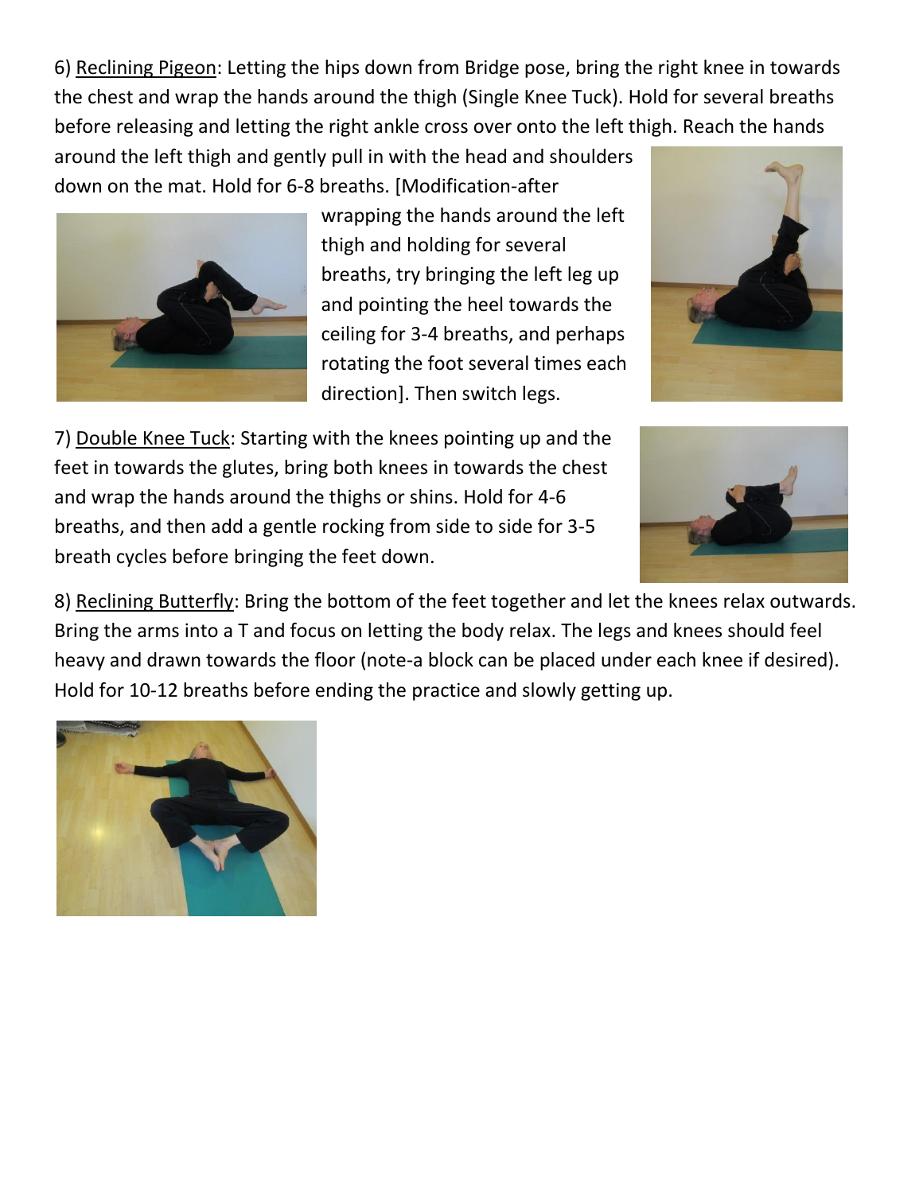6) <u>Reclining Pigeon</u>: Letting the hips down from Bridge pose, bring the right knee in towards the chest and wrap the hands around the thigh (Single Knee Tuck). Hold for several breaths before releasing and letting the right ankle cross over onto the left thigh. Reach the hands around the left thigh and gently pull in with the head and shoulders down on the mat. Hold for 6-8 breaths. [Modification-after wrapping the hands around the left thigh and holding for several breaths, try bringing the left leg up and pointing the heel towards the ceiling for 3-4 breaths, and perhaps rotating the foot several times each direction]. Then switch legs.

7) <u>Double Knee Tuck</u>: Starting with the knees pointing up and the feet in towards the glutes, bring both knees in towards the chest and wrap the hands around the thighs or shins. Hold for 4-6 breaths, and then add a gentle rocking from side to side for 3-5 breath cycles before bringing the feet down.

8) <u>Reclining Butterfly</u>: Bring the bottom of the feet together and let the knees relax outwards. Bring the arms into a T and focus on letting the body relax. The legs and knees should feel heavy and drawn towards the floor (note-a block can be placed under each knee if desired). Hold for 10-12 breaths before ending the practice and slowly getting up.